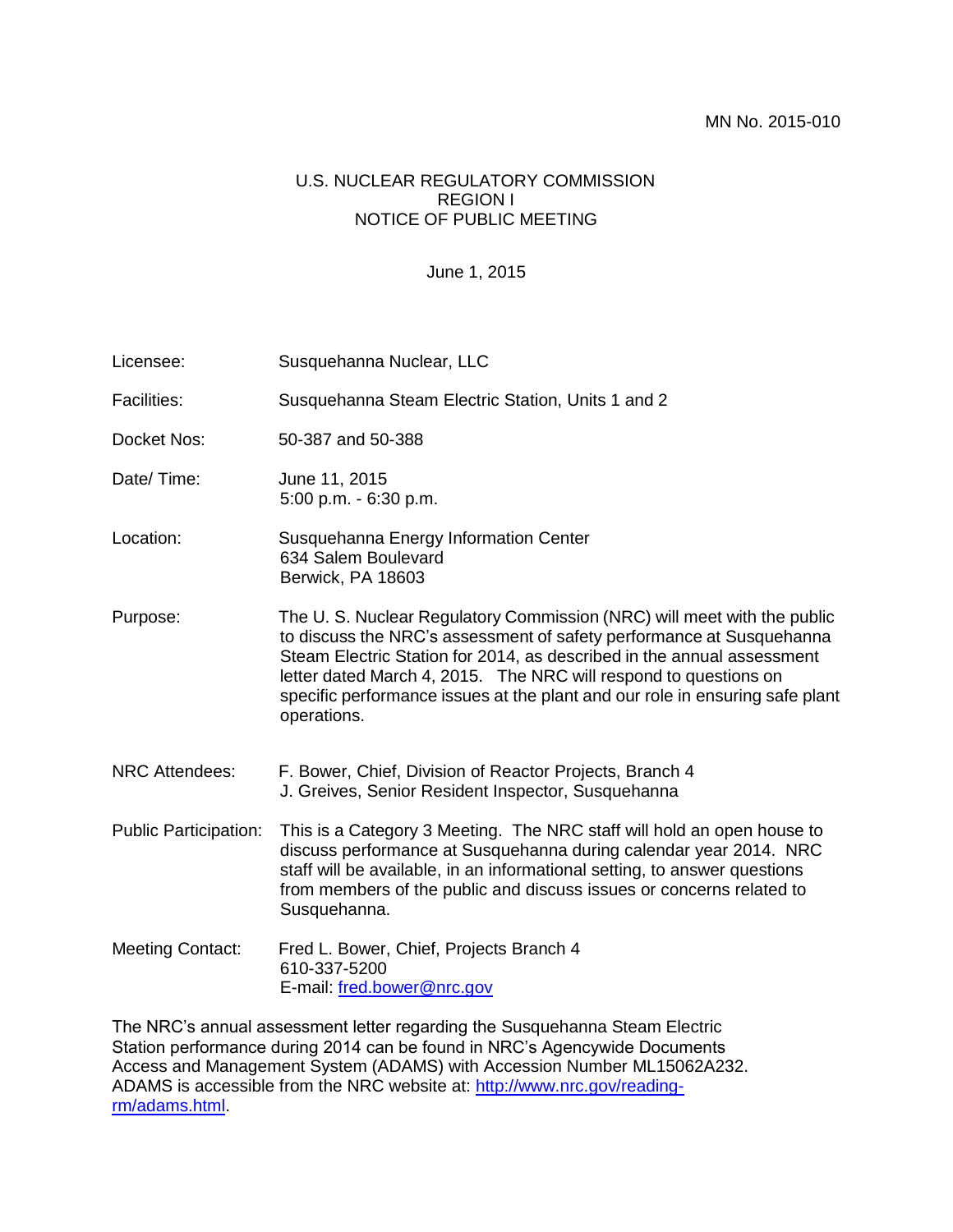MN No. 2015-010

U.S. NUCLEAR REGULATORY COMMISSION
REGION I
NOTICE OF PUBLIC MEETING

June 1, 2015

**Licensee:** Susquehanna Nuclear, LLC

**Facilities:** Susquehanna Steam Electric Station, Units 1 and 2

**Docket Nos:** 50-387 and 50-388

**Date/ Time:** June 11, 2015
5:00 p.m. - 6:30 p.m.

**Location:** Susquehanna Energy Information Center
634 Salem Boulevard
Berwick, PA 18603

**Purpose:** The U. S. Nuclear Regulatory Commission (NRC) will meet with the public to discuss the NRC's assessment of safety performance at Susquehanna Steam Electric Station for 2014, as described in the annual assessment letter dated March 4, 2015. The NRC will respond to questions on specific performance issues at the plant and our role in ensuring safe plant operations.

**NRC Attendees:** F. Bower, Chief, Division of Reactor Projects, Branch 4
J. Greives, Senior Resident Inspector, Susquehanna

**Public Participation:** This is a Category 3 Meeting. The NRC staff will hold an open house to discuss performance at Susquehanna during calendar year 2014. NRC staff will be available, in an informational setting, to answer questions from members of the public and discuss issues or concerns related to Susquehanna.

**Meeting Contact:** Fred L. Bower, Chief, Projects Branch 4
610-337-5200
E-mail: fred.bower@nrc.gov

The NRC's annual assessment letter regarding the Susquehanna Steam Electric Station performance during 2014 can be found in NRC's Agencywide Documents Access and Management System (ADAMS) with Accession Number ML15062A232. ADAMS is accessible from the NRC website at: http://www.nrc.gov/reading-rm/adams.html.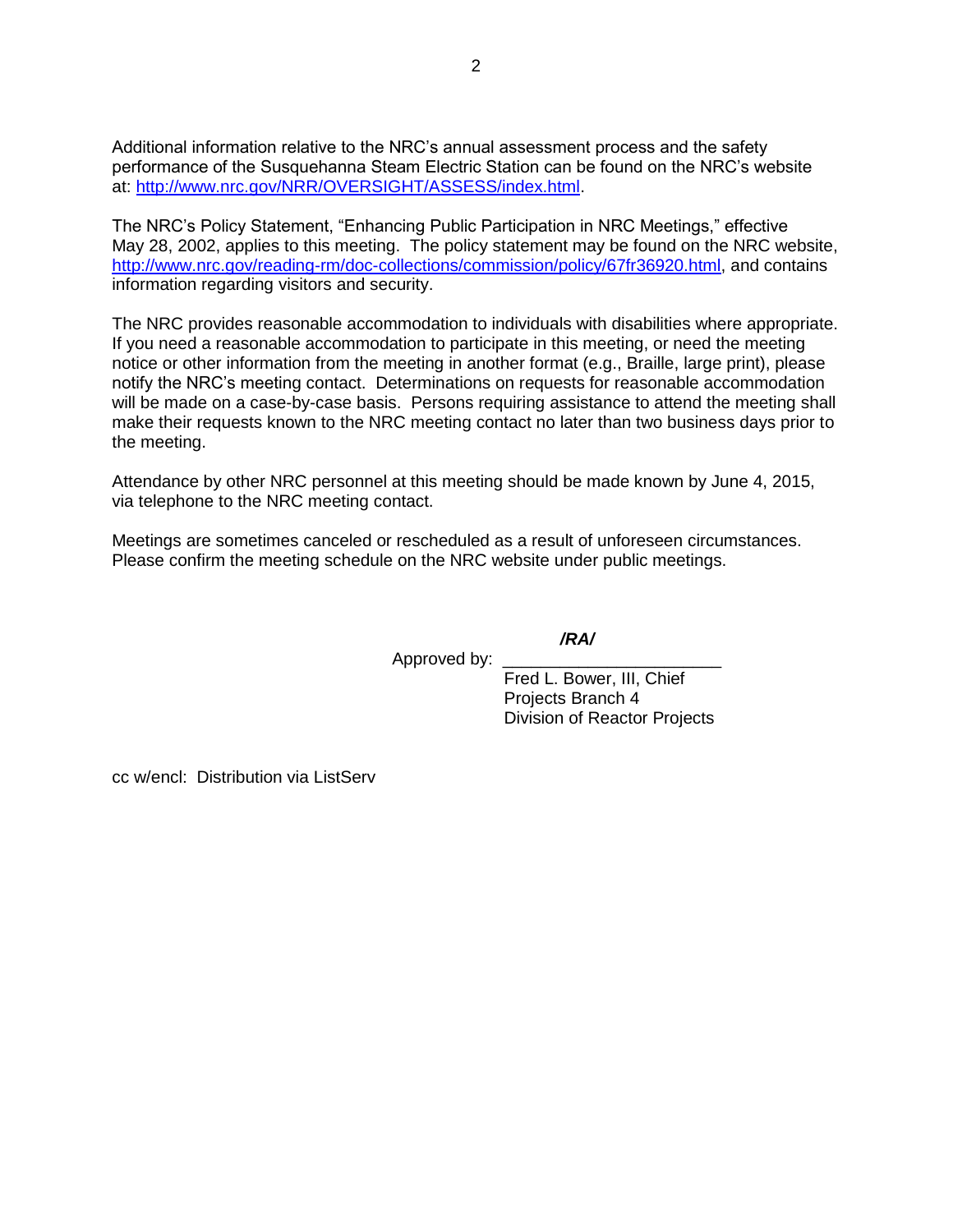Additional information relative to the NRC's annual assessment process and the safety performance of the Susquehanna Steam Electric Station can be found on the NRC's website at: http://www.nrc.gov/NRR/OVERSIGHT/ASSESS/index.html.

The NRC's Policy Statement, "Enhancing Public Participation in NRC Meetings," effective May 28, 2002, applies to this meeting. The policy statement may be found on the NRC website, http://www.nrc.gov/reading-rm/doc-collections/commission/policy/67fr36920.html, and contains information regarding visitors and security.

The NRC provides reasonable accommodation to individuals with disabilities where appropriate. If you need a reasonable accommodation to participate in this meeting, or need the meeting notice or other information from the meeting in another format (e.g., Braille, large print), please notify the NRC's meeting contact. Determinations on requests for reasonable accommodation will be made on a case-by-case basis. Persons requiring assistance to attend the meeting shall make their requests known to the NRC meeting contact no later than two business days prior to the meeting.

Attendance by other NRC personnel at this meeting should be made known by June 4, 2015, via telephone to the NRC meeting contact.

Meetings are sometimes canceled or rescheduled as a result of unforeseen circumstances. Please confirm the meeting schedule on the NRC website under public meetings.

***/RA/***

Approved by: ______________________

Fred L. Bower, III, Chief
Projects Branch 4
Division of Reactor Projects

cc w/encl: Distribution via ListServ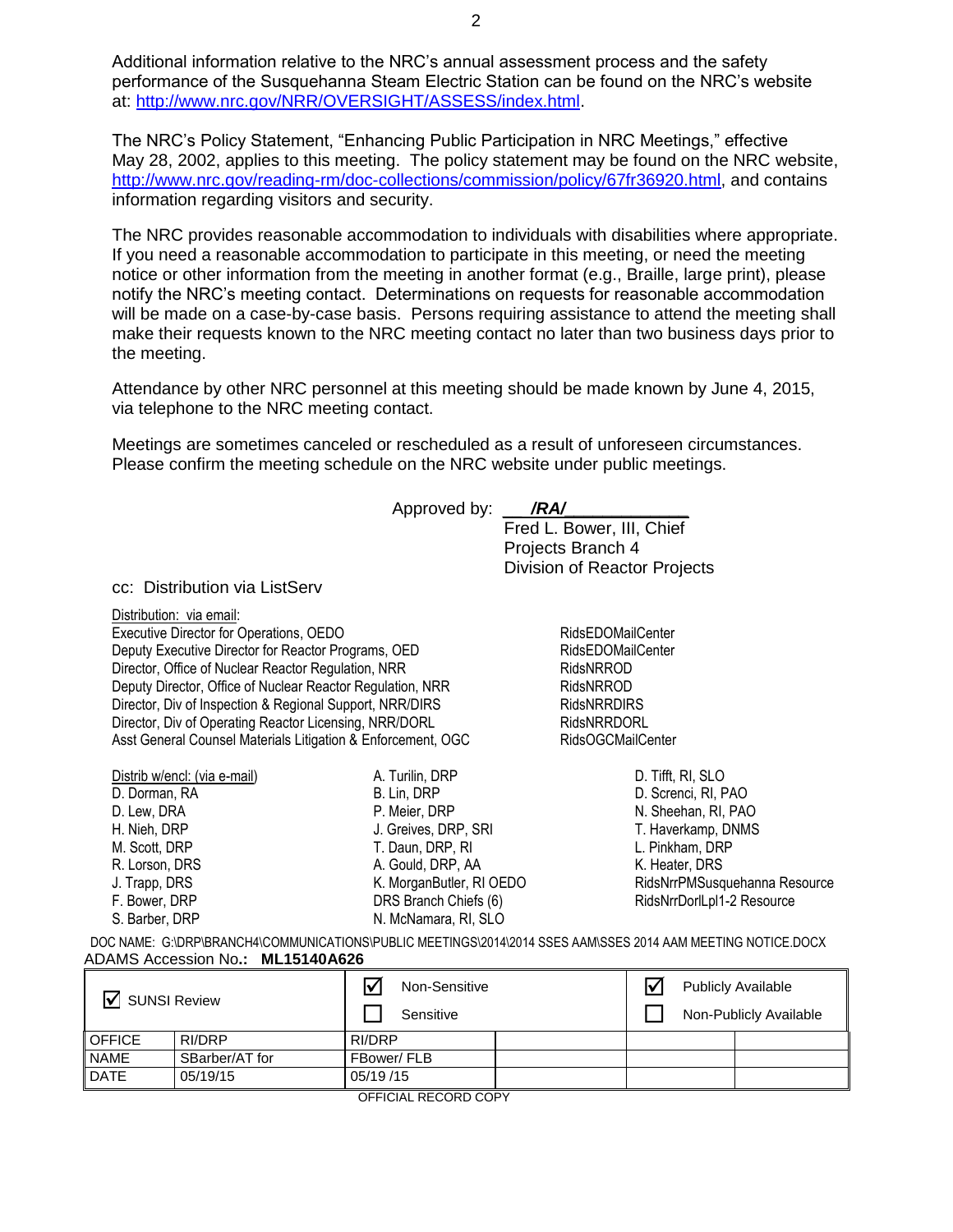Additional information relative to the NRC's annual assessment process and the safety performance of the Susquehanna Steam Electric Station can be found on the NRC's website at: http://www.nrc.gov/NRR/OVERSIGHT/ASSESS/index.html.

The NRC's Policy Statement, "Enhancing Public Participation in NRC Meetings," effective May 28, 2002, applies to this meeting. The policy statement may be found on the NRC website, http://www.nrc.gov/reading-rm/doc-collections/commission/policy/67fr36920.html, and contains information regarding visitors and security.

The NRC provides reasonable accommodation to individuals with disabilities where appropriate. If you need a reasonable accommodation to participate in this meeting, or need the meeting notice or other information from the meeting in another format (e.g., Braille, large print), please notify the NRC's meeting contact. Determinations on requests for reasonable accommodation will be made on a case-by-case basis. Persons requiring assistance to attend the meeting shall make their requests known to the NRC meeting contact no later than two business days prior to the meeting.

Attendance by other NRC personnel at this meeting should be made known by June 4, 2015, via telephone to the NRC meeting contact.

Meetings are sometimes canceled or rescheduled as a result of unforeseen circumstances. Please confirm the meeting schedule on the NRC website under public meetings.

Approved by: ***/RA/***

Fred L. Bower, III, Chief
Projects Branch 4
Division of Reactor Projects

cc: Distribution via ListServ

Distribution: via email:

| | |
|---|---|
| Executive Director for Operations, OEDO | RidsEDOMailCenter |
| Deputy Executive Director for Reactor Programs, OED | RidsEDOMailCenter |
| Director, Office of Nuclear Reactor Regulation, NRR | RidsNRROD |
| Deputy Director, Office of Nuclear Reactor Regulation, NRR | RidsNRROD |
| Director, Div of Inspection & Regional Support, NRR/DIRS | RidsNRRDIRS |
| Director, Div of Operating Reactor Licensing, NRR/DORL | RidsNRRDORL |
| Asst General Counsel Materials Litigation & Enforcement, OGC | RidsOGCMailCenter |

| Distrib w/encl: (via e-mail) | A. Turilin, DRP | D. Tifft, RI, SLO |
|---|---|---|
| D. Dorman, RA | B. Lin, DRP | D. Screnci, RI, PAO |
| D. Lew, DRA | P. Meier, DRP | N. Sheehan, RI, PAO |
| H. Nieh, DRP | J. Greives, DRP, SRI | T. Haverkamp, DNMS |
| M. Scott, DRP | T. Daun, DRP, RI | L. Pinkham, DRP |
| R. Lorson, DRS | A. Gould, DRP, AA | K. Heater, DRS |
| J. Trapp, DRS | K. MorganButler, RI OEDO | RidsNrrPMSusquehanna Resource |
| F. Bower, DRP | DRS Branch Chiefs (6) | RidsNrrDorlLpl1-2 Resource |
| S. Barber, DRP | N. McNamara, RI, SLO | |

DOC NAME: G:\DRP\BRANCH4\COMMUNICATIONS\PUBLIC MEETINGS\2014\2014 SSES AAM\SSES 2014 AAM MEETING NOTICE.DOCX

ADAMS Accession No.: **ML15140A626**

| ☑ SUNSI Review | | ☑ Non-Sensitive ☐ Sensitive | | ☑ Publicly Available ☐ Non-Publicly Available | |
|---|---|---|---|---|---|
| OFFICE | RI/DRP | RI/DRP | | | |
| NAME | SBarber/AT for | FBower/ FLB | | | |
| DATE | 05/19/15 | 05/19 /15 | | | |

OFFICIAL RECORD COPY